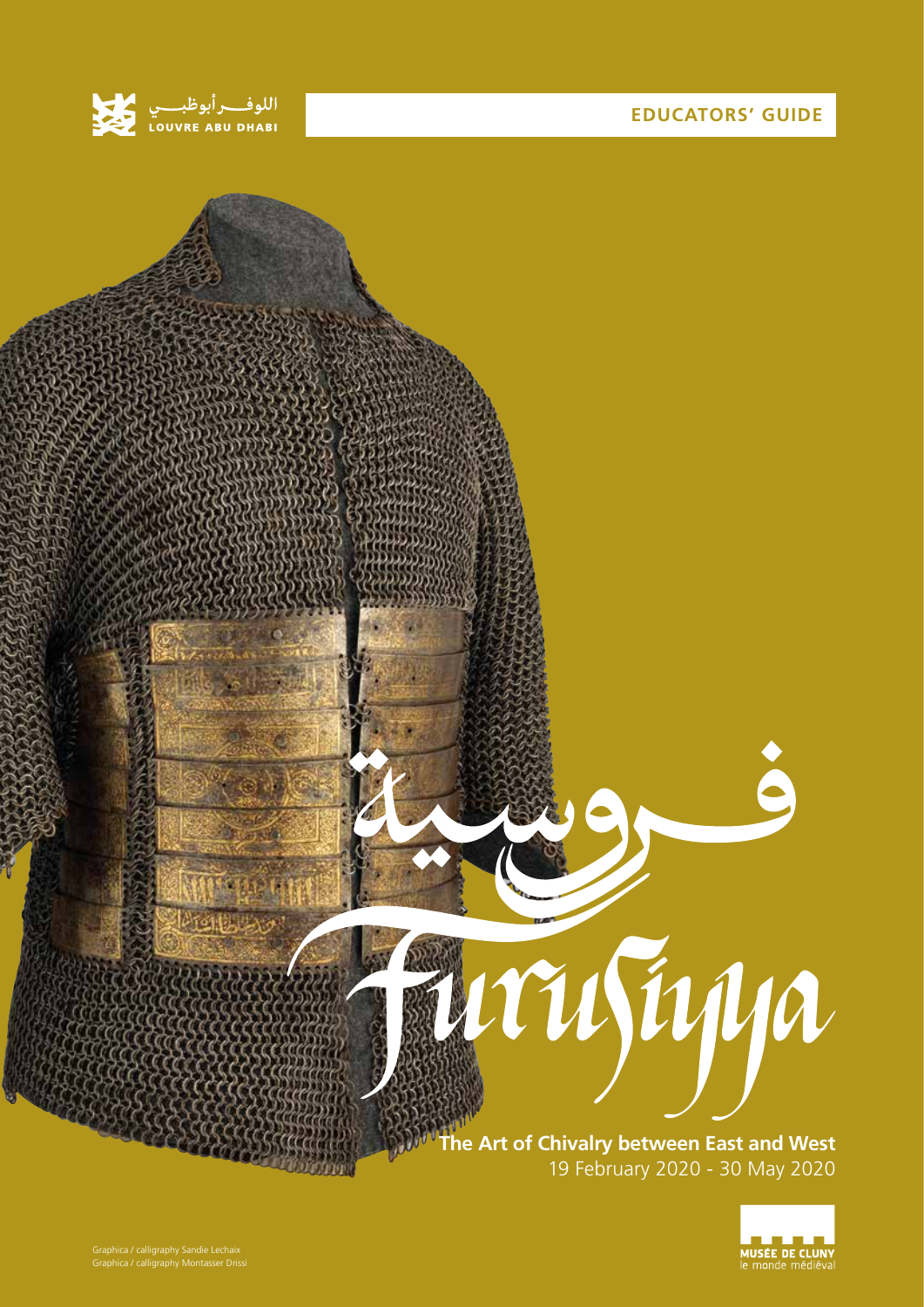اللوفر أبوظبي
LOUVRE ABU DHABI

**EDUCATORS' GUIDE**

# فروسية

# Furusiyya

**The Art of Chivalry between East and West**

19 February 2020 - 30 May 2020

MUSÉE DE CLUNY
le monde médiéval

Graphica / calligraphy Sandie Lechaix
Graphica / calligraphy Montasser Drissi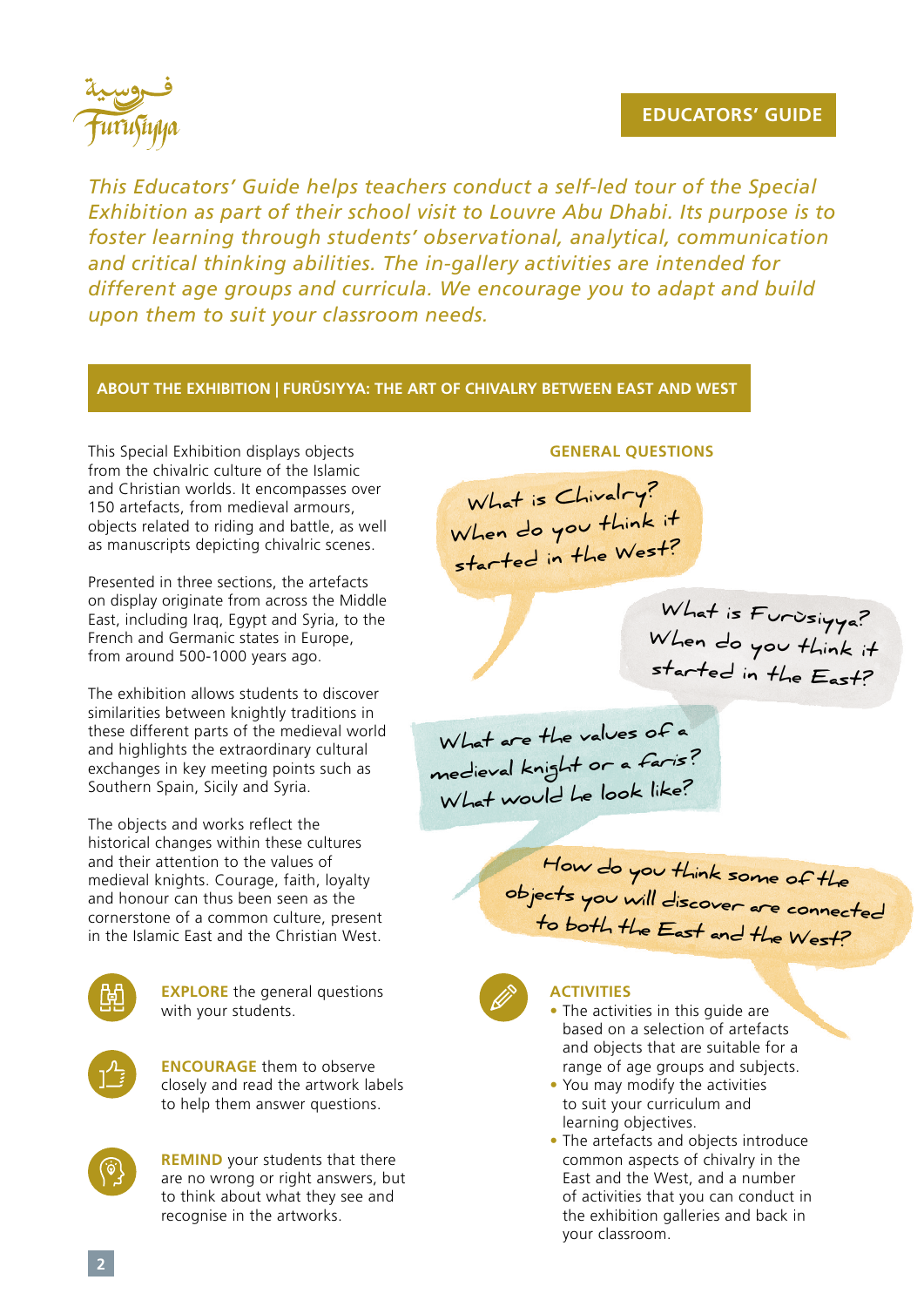فروسية
Furusiyya

**EDUCATORS' GUIDE**

*This Educators' Guide helps teachers conduct a self-led tour of the Special Exhibition as part of their school visit to Louvre Abu Dhabi. Its purpose is to foster learning through students' observational, analytical, communication and critical thinking abilities. The in-gallery activities are intended for different age groups and curricula. We encourage you to adapt and build upon them to suit your classroom needs.*

## ABOUT THE EXHIBITION | FURŪSIYYA: THE ART OF CHIVALRY BETWEEN EAST AND WEST

This Special Exhibition displays objects from the chivalric culture of the Islamic and Christian worlds. It encompasses over 150 artefacts, from medieval armours, objects related to riding and battle, as well as manuscripts depicting chivalric scenes.

Presented in three sections, the artefacts on display originate from across the Middle East, including Iraq, Egypt and Syria, to the French and Germanic states in Europe, from around 500-1000 years ago.

The exhibition allows students to discover similarities between knightly traditions in these different parts of the medieval world and highlights the extraordinary cultural exchanges in key meeting points such as Southern Spain, Sicily and Syria.

The objects and works reflect the historical changes within these cultures and their attention to the values of medieval knights. Courage, faith, loyalty and honour can thus been seen as the cornerstone of a common culture, present in the Islamic East and the Christian West.

**EXPLORE** the general questions with your students.

**ENCOURAGE** them to observe closely and read the artwork labels to help them answer questions.

**REMIND** your students that there are no wrong or right answers, but to think about what they see and recognise in the artworks.

### GENERAL QUESTIONS

What is Chivalry? When do you think it started in the West?

What is Furūsiyya? When do you think it started in the East?

What are the values of a medieval knight or a faris? What would he look like?

How do you think some of the objects you will discover are connected to both the East and the West?

### ACTIVITIES

- The activities in this guide are based on a selection of artefacts and objects that are suitable for a range of age groups and subjects.
- You may modify the activities to suit your curriculum and learning objectives.
- The artefacts and objects introduce common aspects of chivalry in the East and the West, and a number of activities that you can conduct in the exhibition galleries and back in your classroom.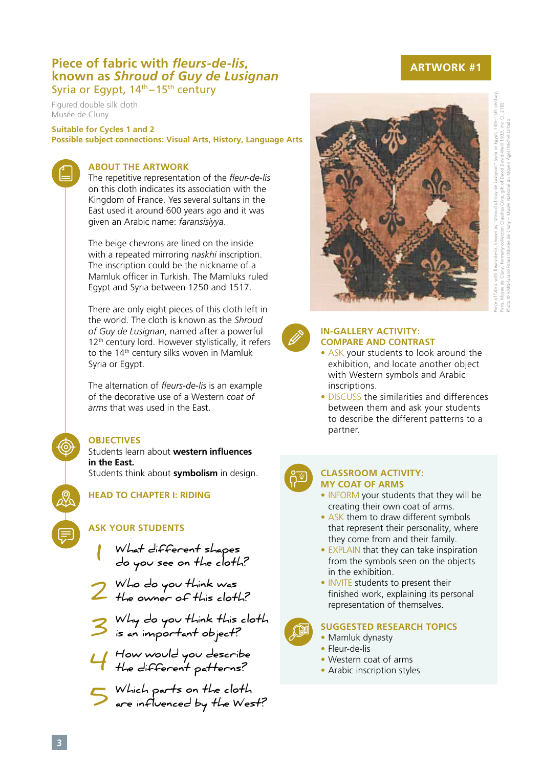# Piece of fabric with *fleurs-de-lis*, known as *Shroud of Guy de Lusignan*

Syria or Egypt, 14th–15th century

Figured double silk cloth
Musée de Cluny

**ARTWORK #1**

**Suitable for Cycles 1 and 2**
**Possible subject connections: Visual Arts, History, Language Arts**

Piece of fabric with fleurs-de-lis, known as "Shroud of Guy de Lusignan". Syria or Egypt, 14th–15th century. Paris, Musée de Cluny, formerly collection Claudius Côte, gift of David David-Weill 1933, inv. Cl. 2185. Photo © RMN-Grand Palais (Musée de Cluny – Musée National du Moyen Âge)/Michel Urtado

## ABOUT THE ARTWORK

The repetitive representation of the *fleur-de-lis* on this cloth indicates its association with the Kingdom of France. Yes several sultans in the East used it around 600 years ago and it was given an Arabic name: *faransīsiyya*.

The beige chevrons are lined on the inside with a repeated mirroring *naskhi* inscription. The inscription could be the nickname of a Mamluk officer in Turkish. The Mamluks ruled Egypt and Syria between 1250 and 1517.

There are only eight pieces of this cloth left in the world. The cloth is known as the *Shroud of Guy de Lusignan*, named after a powerful 12th century lord. However stylistically, it refers to the 14th century silks woven in Mamluk Syria or Egypt.

The alternation of *fleurs-de-lis* is an example of the decorative use of a Western *coat of arms* that was used in the East.

## OBJECTIVES

Students learn about **western influences in the East.**
Students think about **symbolism** in design.

## HEAD TO CHAPTER I: RIDING

## ASK YOUR STUDENTS

1. What different shapes do you see on the cloth?
2. Who do you think was the owner of this cloth?
3. Why do you think this cloth is an important object?
4. How would you describe the different patterns?
5. Which parts on the cloth are influenced by the West?

## IN-GALLERY ACTIVITY: COMPARE AND CONTRAST

- ASK your students to look around the exhibition, and locate another object with Western symbols and Arabic inscriptions.
- DISCUSS the similarities and differences between them and ask your students to describe the different patterns to a partner.

## CLASSROOM ACTIVITY: MY COAT OF ARMS

- INFORM your students that they will be creating their own coat of arms.
- ASK them to draw different symbols that represent their personality, where they come from and their family.
- EXPLAIN that they can take inspiration from the symbols seen on the objects in the exhibition.
- INVITE students to present their finished work, explaining its personal representation of themselves.

## SUGGESTED RESEARCH TOPICS

- Mamluk dynasty
- Fleur-de-lis
- Western coat of arms
- Arabic inscription styles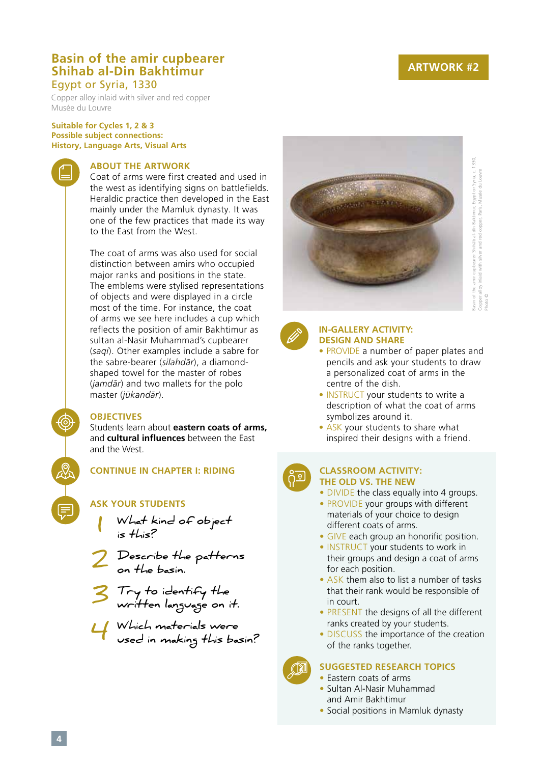# Basin of the amir cupbearer Shihab al-Din Bakhtimur

Egypt or Syria, 1330

Copper alloy inlaid with silver and red copper
Musée du Louvre

**ARTWORK #2**

**Suitable for Cycles 1, 2 & 3**
**Possible subject connections:**
**History, Language Arts, Visual Arts**

## ABOUT THE ARTWORK

Coat of arms were first created and used in the west as identifying signs on battlefields. Heraldic practice then developed in the East mainly under the Mamluk dynasty. It was one of the few practices that made its way to the East from the West.

The coat of arms was also used for social distinction between amirs who occupied major ranks and positions in the state. The emblems were stylised representations of objects and were displayed in a circle most of the time. For instance, the coat of arms we see here includes a cup which reflects the position of amir Bakhtimur as sultan al-Nasir Muhammad's cupbearer (*saqi*). Other examples include a sabre for the sabre-bearer (*silahdār*), a diamond-shaped towel for the master of robes (*jamdār*) and two mallets for the polo master (*jūkandār*).

Basin of the amir cupbearer Shihab al-Din Baktimur, Egypt or Syria, c. 1330, Copper alloy inlaid with silver and red copper. Paris, Musée du Louvre Photo ©

## OBJECTIVES

Students learn about **eastern coats of arms,** and **cultural influences** between the East and the West.

## CONTINUE IN CHAPTER I: RIDING

## ASK YOUR STUDENTS

1. What kind of object is this?
2. Describe the patterns on the basin.
3. Try to identify the written language on it.
4. Which materials were used in making this basin?

## IN-GALLERY ACTIVITY: DESIGN AND SHARE

- PROVIDE a number of paper plates and pencils and ask your students to draw a personalized coat of arms in the centre of the dish.
- INSTRUCT your students to write a description of what the coat of arms symbolizes around it.
- ASK your students to share what inspired their designs with a friend.

## CLASSROOM ACTIVITY: THE OLD VS. THE NEW

- DIVIDE the class equally into 4 groups.
- PROVIDE your groups with different materials of your choice to design different coats of arms.
- GIVE each group an honorific position.
- INSTRUCT your students to work in their groups and design a coat of arms for each position.
- ASK them also to list a number of tasks that their rank would be responsible of in court.
- PRESENT the designs of all the different ranks created by your students.
- DISCUSS the importance of the creation of the ranks together.

## SUGGESTED RESEARCH TOPICS

- Eastern coats of arms
- Sultan Al-Nasir Muhammad and Amir Bakhtimur
- Social positions in Mamluk dynasty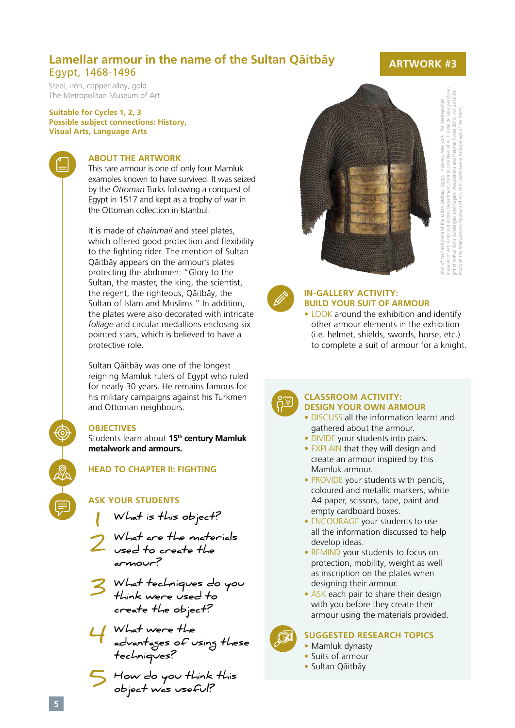# Lamellar armour in the name of the Sultan Qāitbāy

## Egypt, 1468-1496

Steel, iron, copper alloy, gold
The Metropolitan Museum of Art

**ARTWORK #3**

**Suitable for Cycles 1, 2, 3**
**Possible subject connections: History, Visual Arts, Language Arts**

### ABOUT THE ARTWORK

This rare armour is one of only four Mamluk examples known to have survived. It was seized by the *Ottoman* Turks following a conquest of Egypt in 1517 and kept as a trophy of war in the Ottoman collection in Istanbul.

It is made of *chainmail* and steel plates, which offered good protection and flexibility to the fighting rider. The mention of Sultan Qāitbāy appears on the armour's plates protecting the abdomen: "Glory to the Sultan, the master, the king, the scientist, the regent, the righteous, Qāitbāy, the Sultan of Islam and Muslims." In addition, the plates were also decorated with intricate *foliage* and circular medallions enclosing six pointed stars, which is believed to have a protective role.

Sultan Qāitbāy was one of the longest reigning Mamluk rulers of Egypt who ruled for nearly 30 years. He remains famous for his military campaigns against his Turkmen and Ottoman neighbours.

### OBJECTIVES

Students learn about **15th century Mamluk metalwork and armours.**

### HEAD TO CHAPTER II: FIGHTING

### ASK YOUR STUDENTS

1. What is this object?
2. What are the materials used to create the armour?
3. What techniques do you think were used to create the object?
4. What were the advantages of using these techniques?
5. How do you think this object was useful?

Shirt of mail and plate of the sultan Qāitbāy, Egypt, 1468-96, New York, The Metropolitan Museum of Art, Arms and Armor Department, former collection of A. F. Vidal de Léry, purchase, gift of Arthur Ochs Sulzberger and Rogers, Acquisitions and Fletcher Funds 2016, inv. 2016.99 Photo © The Metropolitan Museum of Art, Dist. RMN-Grand Palais/image of the MMA

### IN-GALLERY ACTIVITY: BUILD YOUR SUIT OF ARMOUR

- LOOK around the exhibition and identify other armour elements in the exhibition (i.e. helmet, shields, swords, horse, etc.) to complete a suit of armour for a knight.

### CLASSROOM ACTIVITY: DESIGN YOUR OWN ARMOUR

- DISCUSS all the information learnt and gathered about the armour.
- DIVIDE your students into pairs.
- EXPLAIN that they will design and create an armour inspired by this Mamluk armour.
- PROVIDE your students with pencils, coloured and metallic markers, white A4 paper, scissors, tape, paint and empty cardboard boxes.
- ENCOURAGE your students to use all the information discussed to help develop ideas.
- REMIND your students to focus on protection, mobility, weight as well as inscription on the plates when designing their armour.
- ASK each pair to share their design with you before they create their armour using the materials provided.

### SUGGESTED RESEARCH TOPICS

- Mamluk dynasty
- Suits of armour
- Sultan Qāitbāy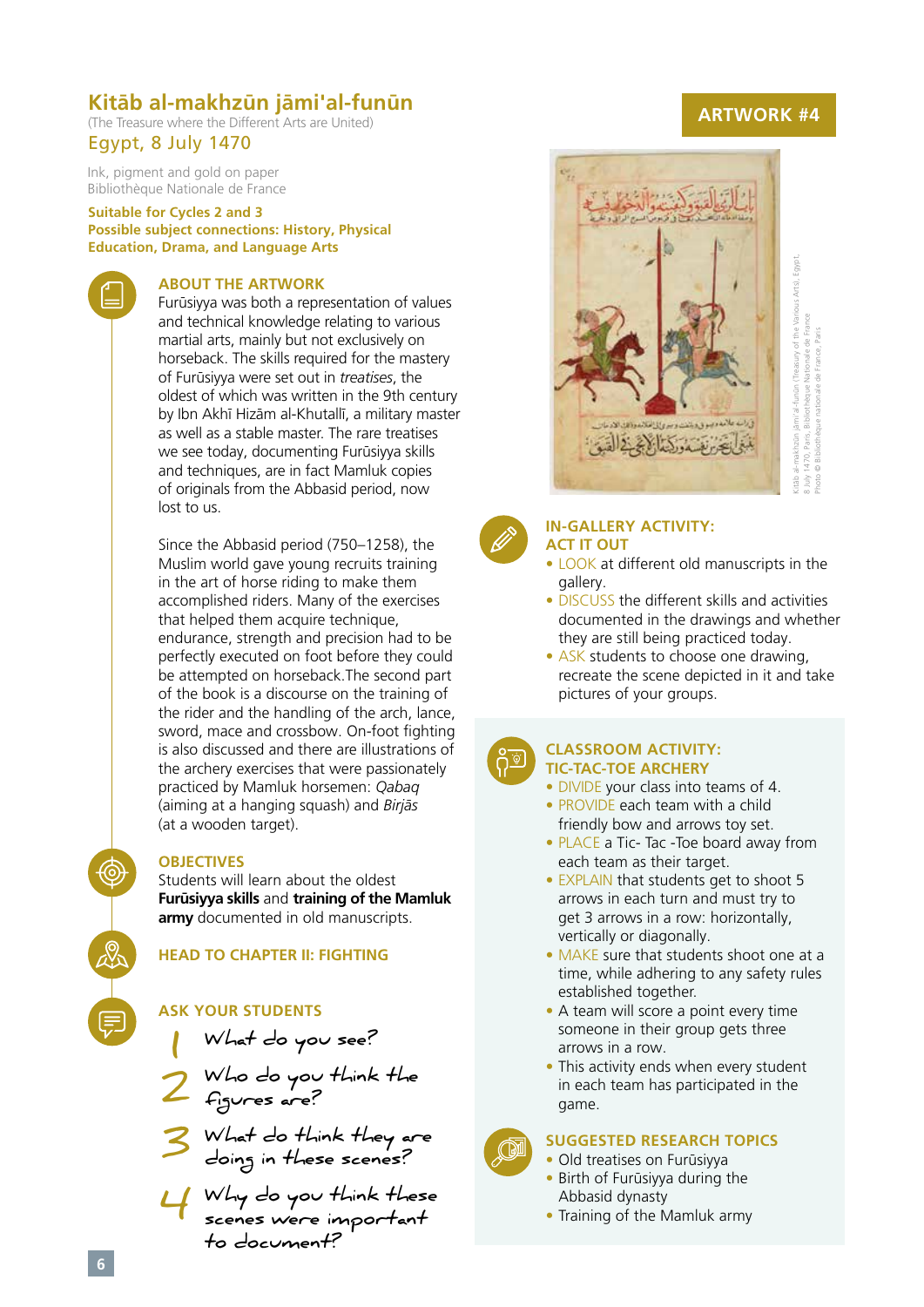# Kitāb al-makhzūn jāmi'al-funūn

(The Treasure where the Different Arts are United)

Egypt, 8 July 1470

Ink, pigment and gold on paper
Bibliothèque Nationale de France

**Suitable for Cycles 2 and 3**
**Possible subject connections: History, Physical Education, Drama, and Language Arts**

**ARTWORK #4**

Kitāb al-makhzūn jāmi'al-funūn (Treasury of the Various Arts), Egypt, 8 July 1470, Paris, Bibliothèque Nationale de France
Photo © Bibliothèque nationale de France, Paris

## ABOUT THE ARTWORK

Furūsiyya was both a representation of values and technical knowledge relating to various martial arts, mainly but not exclusively on horseback. The skills required for the mastery of Furūsiyya were set out in *treatises*, the oldest of which was written in the 9th century by Ibn Akhī Hizām al-Khutallī, a military master as well as a stable master. The rare treatises we see today, documenting Furūsiyya skills and techniques, are in fact Mamluk copies of originals from the Abbasid period, now lost to us.

Since the Abbasid period (750–1258), the Muslim world gave young recruits training in the art of horse riding to make them accomplished riders. Many of the exercises that helped them acquire technique, endurance, strength and precision had to be perfectly executed on foot before they could be attempted on horseback.The second part of the book is a discourse on the training of the rider and the handling of the arch, lance, sword, mace and crossbow. On-foot fighting is also discussed and there are illustrations of the archery exercises that were passionately practiced by Mamluk horsemen: *Qabaq* (aiming at a hanging squash) and *Birjās* (at a wooden target).

## OBJECTIVES

Students will learn about the oldest **Furūsiyya skills** and **training of the Mamluk army** documented in old manuscripts.

## HEAD TO CHAPTER II: FIGHTING

## ASK YOUR STUDENTS

1. What do you see?
2. Who do you think the figures are?
3. What do think they are doing in these scenes?
4. Why do you think these scenes were important to document?

## IN-GALLERY ACTIVITY: ACT IT OUT

- LOOK at different old manuscripts in the gallery.
- DISCUSS the different skills and activities documented in the drawings and whether they are still being practiced today.
- ASK students to choose one drawing, recreate the scene depicted in it and take pictures of your groups.

## CLASSROOM ACTIVITY: TIC-TAC-TOE ARCHERY

- DIVIDE your class into teams of 4.
- PROVIDE each team with a child friendly bow and arrows toy set.
- PLACE a Tic- Tac -Toe board away from each team as their target.
- EXPLAIN that students get to shoot 5 arrows in each turn and must try to get 3 arrows in a row: horizontally, vertically or diagonally.
- MAKE sure that students shoot one at a time, while adhering to any safety rules established together.
- A team will score a point every time someone in their group gets three arrows in a row.
- This activity ends when every student in each team has participated in the game.

## SUGGESTED RESEARCH TOPICS

- Old treatises on Furūsiyya
- Birth of Furūsiyya during the Abbasid dynasty
- Training of the Mamluk army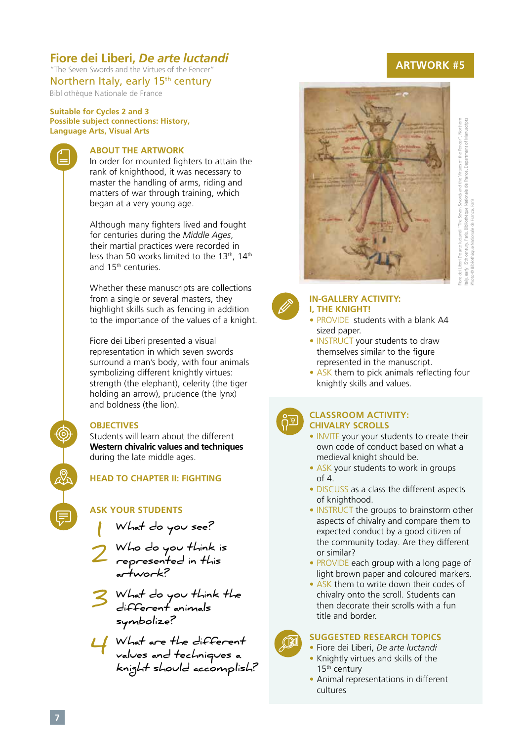# Fiore dei Liberi, *De arte luctandi*

"The Seven Swords and the Virtues of the Fencer"

## Northern Italy, early 15th century

Bibliothèque Nationale de France

**Suitable for Cycles 2 and 3**
**Possible subject connections: History, Language Arts, Visual Arts**

**ARTWORK #5**

### ABOUT THE ARTWORK

In order for mounted fighters to attain the rank of knighthood, it was necessary to master the handling of arms, riding and matters of war through training, which began at a very young age.

Although many fighters lived and fought for centuries during the *Middle Ages*, their martial practices were recorded in less than 50 works limited to the 13th, 14th and 15th centuries.

Whether these manuscripts are collections from a single or several masters, they highlight skills such as fencing in addition to the importance of the values of a knight.

Fiore dei Liberi presented a visual representation in which seven swords surround a man's body, with four animals symbolizing different knightly virtues: strength (the elephant), celerity (the tiger holding an arrow), prudence (the lynx) and boldness (the lion).

### OBJECTIVES

Students will learn about the different **Western chivalric values and techniques** during the late middle ages.

### HEAD TO CHAPTER II: FIGHTING

### ASK YOUR STUDENTS

1. What do you see?
2. Who do you think is represented in this artwork?
3. What do you think the different animals symbolize?
4. What are the different values and techniques a knight should accomplish?

Fiore dei Liberi De arte luctandi "The Seven Swords and the Virtues of the Fencer", Northern Italy, early 15th century, Paris, Bibliothèque Nationale de France, Department of Manuscripts Photo © Bibliothèque Nationale de France, Paris

### IN-GALLERY ACTIVITY: I, THE KNIGHT!

- PROVIDE students with a blank A4 sized paper.
- INSTRUCT your students to draw themselves similar to the figure represented in the manuscript.
- ASK them to pick animals reflecting four knightly skills and values.

### CLASSROOM ACTIVITY: CHIVALRY SCROLLS

- INVITE your your students to create their own code of conduct based on what a medieval knight should be.
- ASK your students to work in groups of 4.
- DISCUSS as a class the different aspects of knighthood.
- INSTRUCT the groups to brainstorm other aspects of chivalry and compare them to expected conduct by a good citizen of the community today. Are they different or similar?
- PROVIDE each group with a long page of light brown paper and coloured markers.
- ASK them to write down their codes of chivalry onto the scroll. Students can then decorate their scrolls with a fun title and border.

### SUGGESTED RESEARCH TOPICS

- Fiore dei Liberi, *De arte luctandi*
- Knightly virtues and skills of the 15th century
- Animal representations in different cultures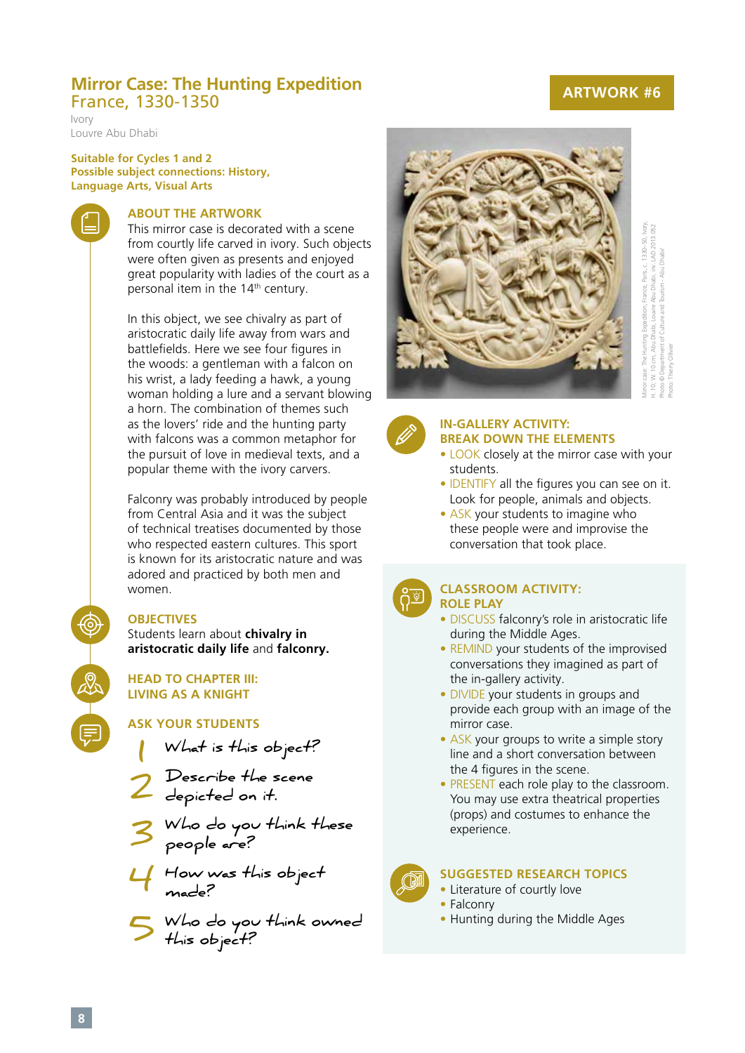# Mirror Case: The Hunting Expedition

France, 1330-1350

Ivory

Louvre Abu Dhabi

**ARTWORK #6**

**Suitable for Cycles 1 and 2**
**Possible subject connections: History, Language Arts, Visual Arts**

## ABOUT THE ARTWORK

This mirror case is decorated with a scene from courtly life carved in ivory. Such objects were often given as presents and enjoyed great popularity with ladies of the court as a personal item in the 14th century.

In this object, we see chivalry as part of aristocratic daily life away from wars and battlefields. Here we see four figures in the woods: a gentleman with a falcon on his wrist, a lady feeding a hawk, a young woman holding a lure and a servant blowing a horn. The combination of themes such as the lovers' ride and the hunting party with falcons was a common metaphor for the pursuit of love in medieval texts, and a popular theme with the ivory carvers.

Falconry was probably introduced by people from Central Asia and it was the subject of technical treatises documented by those who respected eastern cultures. This sport is known for its aristocratic nature and was adored and practiced by both men and women.

## OBJECTIVES

Students learn about **chivalry in aristocratic daily life** and **falconry.**

## HEAD TO CHAPTER III: LIVING AS A KNIGHT

## ASK YOUR STUDENTS

1. What is this object?
2. Describe the scene depicted on it.
3. Who do you think these people are?
4. How was this object made?
5. Who do you think owned this object?

Mirror case: The Hunting Expedition, France, Paris, c. 1330–50, Ivory, H. 10; W. 10 cm, Abu Dhabi, Louvre Abu Dhabi, inv. LAD 2013.052
Photo © Department of Culture and Tourism - Abu Dhabi/ Photo: Thierry Ollivier

## IN-GALLERY ACTIVITY: BREAK DOWN THE ELEMENTS

- LOOK closely at the mirror case with your students.
- IDENTIFY all the figures you can see on it. Look for people, animals and objects.
- ASK your students to imagine who these people were and improvise the conversation that took place.

## CLASSROOM ACTIVITY: ROLE PLAY

- DISCUSS falconry's role in aristocratic life during the Middle Ages.
- REMIND your students of the improvised conversations they imagined as part of the in-gallery activity.
- DIVIDE your students in groups and provide each group with an image of the mirror case.
- ASK your groups to write a simple story line and a short conversation between the 4 figures in the scene.
- PRESENT each role play to the classroom. You may use extra theatrical properties (props) and costumes to enhance the experience.

## SUGGESTED RESEARCH TOPICS

- Literature of courtly love
- Falconry
- Hunting during the Middle Ages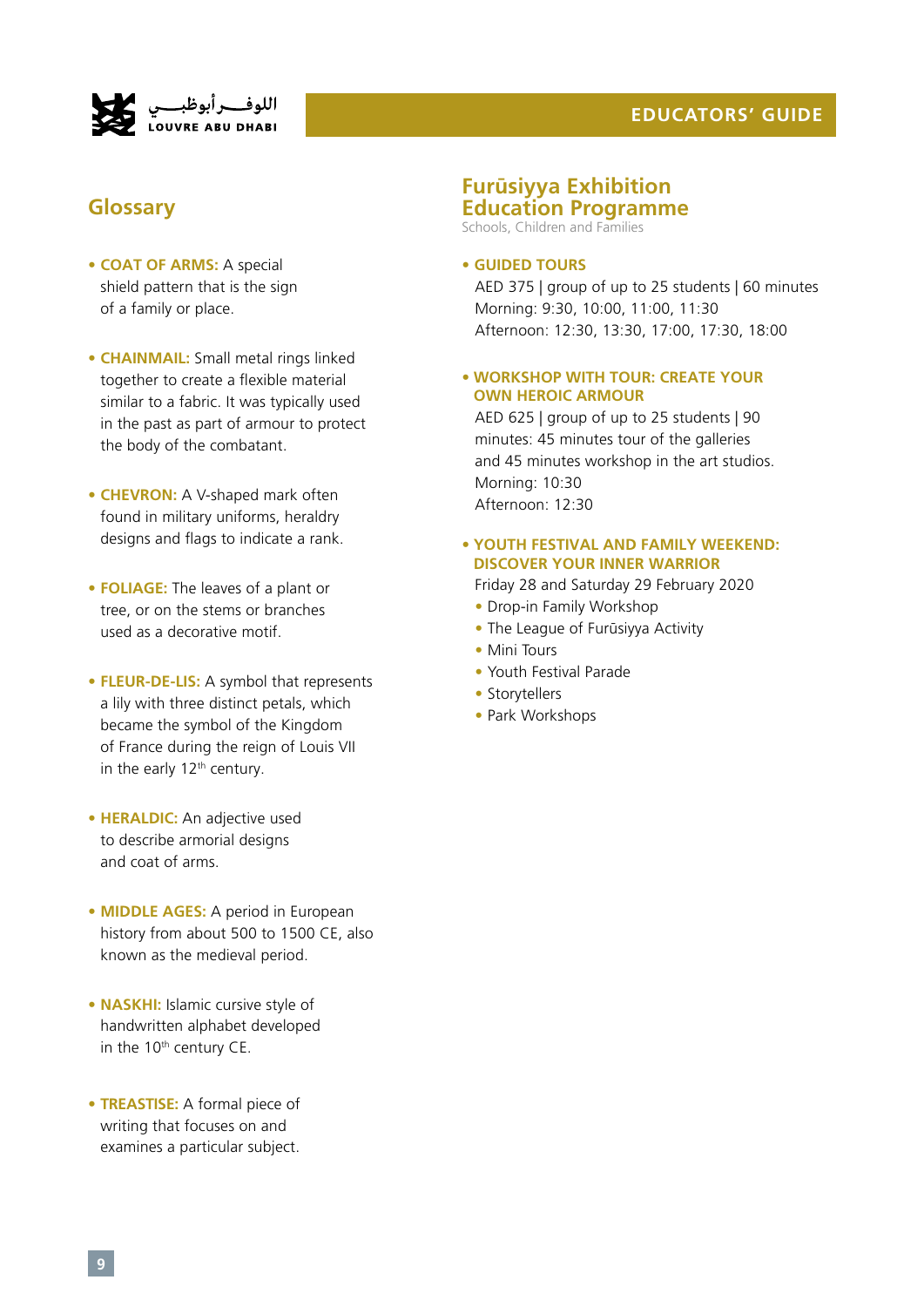## Glossary

- **COAT OF ARMS:** A special shield pattern that is the sign of a family or place.
- **CHAINMAIL:** Small metal rings linked together to create a flexible material similar to a fabric. It was typically used in the past as part of armour to protect the body of the combatant.
- **CHEVRON:** A V-shaped mark often found in military uniforms, heraldry designs and flags to indicate a rank.
- **FOLIAGE:** The leaves of a plant or tree, or on the stems or branches used as a decorative motif.
- **FLEUR-DE-LIS:** A symbol that represents a lily with three distinct petals, which became the symbol of the Kingdom of France during the reign of Louis VII in the early 12th century.
- **HERALDIC:** An adjective used to describe armorial designs and coat of arms.
- **MIDDLE AGES:** A period in European history from about 500 to 1500 CE, also known as the medieval period.
- **NASKHI:** Islamic cursive style of handwritten alphabet developed in the 10th century CE.
- **TREASTISE:** A formal piece of writing that focuses on and examines a particular subject.

## Furūsiyya Exhibition Education Programme

Schools, Children and Families

- **GUIDED TOURS**
  AED 375 | group of up to 25 students | 60 minutes
  Morning: 9:30, 10:00, 11:00, 11:30
  Afternoon: 12:30, 13:30, 17:00, 17:30, 18:00

- **WORKSHOP WITH TOUR: CREATE YOUR OWN HEROIC ARMOUR**
  AED 625 | group of up to 25 students | 90 minutes: 45 minutes tour of the galleries and 45 minutes workshop in the art studios.
  Morning: 10:30
  Afternoon: 12:30

- **YOUTH FESTIVAL AND FAMILY WEEKEND: DISCOVER YOUR INNER WARRIOR**
  Friday 28 and Saturday 29 February 2020
  - Drop-in Family Workshop
  - The League of Furūsiyya Activity
  - Mini Tours
  - Youth Festival Parade
  - Storytellers
  - Park Workshops